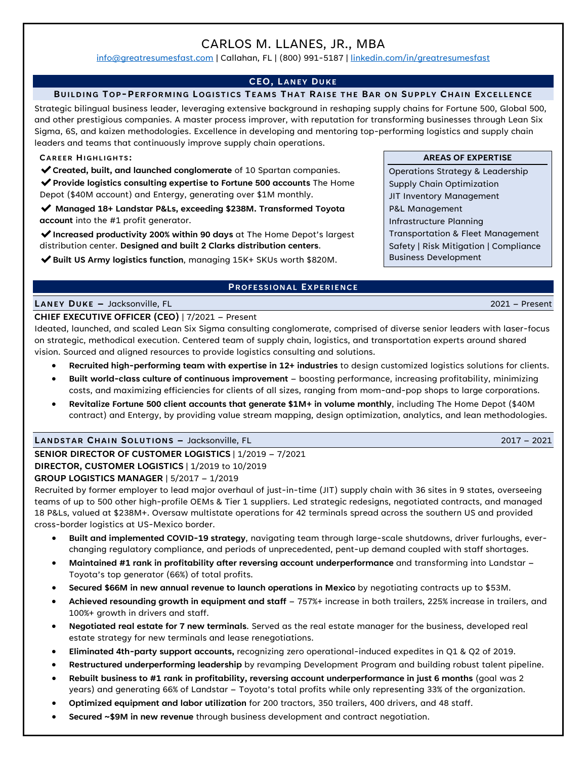# CARLOS M. LLANES, JR., MBA

info@greatresumesfast.com | Callahan, FL | (800) 991-5187 | linkedin.com/in/greatresumesfast

## CEO, LANEY DUKE

### BUILDING TOP-PERFORMING LOGISTICS TEAMS THAT RAISE THE BAR ON SUPPLY CHAIN EXCELLENCE

Strategic bilingual business leader, leveraging extensive background in reshaping supply chains for Fortune 500, Global 500, and other prestigious companies. A master process improver, with reputation for transforming businesses through Lean Six Sigma, 6S, and kaizen methodologies. Excellence in developing and mentoring top-performing logistics and supply chain leaders and teams that continuously improve supply chain operations.

**CAREER HIGHLIGHTS:**

- ✔ **Created, built, and launched conglomerate** of 10 Spartan companies.
- ✔ **Provide logistics consulting expertise to Fortune 500 accounts** The Home Depot ($40M account) and Entergy, generating over $1M monthly.
- ✔ **Managed 18+ Landstar P&Ls, exceeding $238M. Transformed Toyota account** into the #1 profit generator.
- ✔ **Increased productivity 200% within 90 days** at The Home Depot's largest distribution center. **Designed and built 2 Clarks distribution centers**.
- ✔ **Built US Army logistics function**, managing 15K+ SKUs worth $820M.

**AREAS OF EXPERTISE**

- Operations Strategy & Leadership
- Supply Chain Optimization
- JIT Inventory Management
- P&L Management
- Infrastructure Planning
- Transportation & Fleet Management
- Safety | Risk Mitigation | Compliance
- Business Development

## PROFESSIONAL EXPERIENCE

### LANEY DUKE – Jacksonville, FL — 2021 – Present

**CHIEF EXECUTIVE OFFICER (CEO)** | 7/2021 – Present

Ideated, launched, and scaled Lean Six Sigma consulting conglomerate, comprised of diverse senior leaders with laser-focus on strategic, methodical execution. Centered team of supply chain, logistics, and transportation experts around shared vision. Sourced and aligned resources to provide logistics consulting and solutions.

- **Recruited high-performing team with expertise in 12+ industries** to design customized logistics solutions for clients.
- **Built world-class culture of continuous improvement** – boosting performance, increasing profitability, minimizing costs, and maximizing efficiencies for clients of all sizes, ranging from mom-and-pop shops to large corporations.
- **Revitalize Fortune 500 client accounts that generate $1M+ in volume monthly**, including The Home Depot ($40M contract) and Entergy, by providing value stream mapping, design optimization, analytics, and lean methodologies.

### LANDSTAR CHAIN SOLUTIONS – Jacksonville, FL — 2017 – 2021

**SENIOR DIRECTOR OF CUSTOMER LOGISTICS** | 1/2019 – 7/2021
**DIRECTOR, CUSTOMER LOGISTICS** | 1/2019 to 10/2019
**GROUP LOGISTICS MANAGER** | 5/2017 – 1/2019

Recruited by former employer to lead major overhaul of just-in-time (JIT) supply chain with 36 sites in 9 states, overseeing teams of up to 500 other high-profile OEMs & Tier 1 suppliers. Led strategic redesigns, negotiated contracts, and managed 18 P&Ls, valued at $238M+. Oversaw multistate operations for 42 terminals spread across the southern US and provided cross-border logistics at US-Mexico border.

- **Built and implemented COVID-19 strategy**, navigating team through large-scale shutdowns, driver furloughs, ever-changing regulatory compliance, and periods of unprecedented, pent-up demand coupled with staff shortages.
- **Maintained #1 rank in profitability after reversing account underperformance** and transforming into Landstar – Toyota's top generator (66%) of total profits.
- **Secured $66M in new annual revenue to launch operations in Mexico** by negotiating contracts up to $53M.
- **Achieved resounding growth in equipment and staff** – 757%+ increase in both trailers, 225% increase in trailers, and 100%+ growth in drivers and staff.
- **Negotiated real estate for 7 new terminals**. Served as the real estate manager for the business, developed real estate strategy for new terminals and lease renegotiations.
- **Eliminated 4th-party support accounts,** recognizing zero operational-induced expedites in Q1 & Q2 of 2019.
- **Restructured underperforming leadership** by revamping Development Program and building robust talent pipeline.
- **Rebuilt business to #1 rank in profitability, reversing account underperformance in just 6 months** (goal was 2 years) and generating 66% of Landstar – Toyota's total profits while only representing 33% of the organization.
- **Optimized equipment and labor utilization** for 200 tractors, 350 trailers, 400 drivers, and 48 staff.
- **Secured ~$9M in new revenue** through business development and contract negotiation.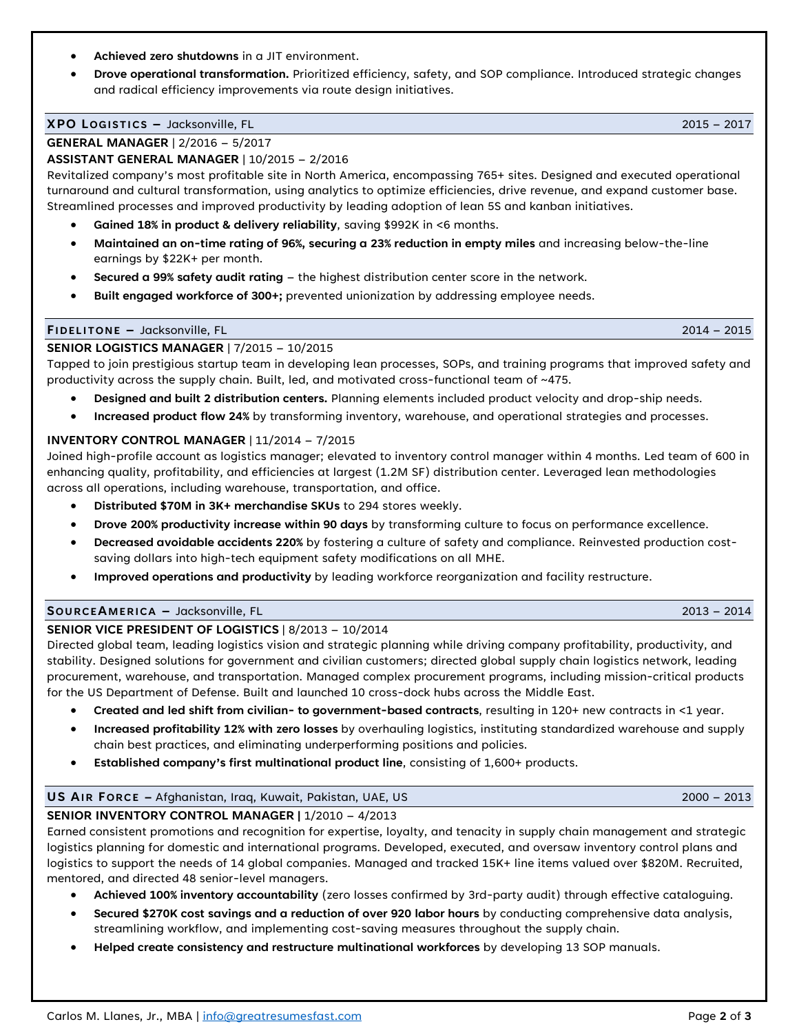- **Achieved zero shutdowns** in a JIT environment.
- **Drove operational transformation.** Prioritized efficiency, safety, and SOP compliance. Introduced strategic changes and radical efficiency improvements via route design initiatives.

## XPO LOGISTICS – Jacksonville, FL — 2015 – 2017

**GENERAL MANAGER** | 2/2016 – 5/2017
**ASSISTANT GENERAL MANAGER** | 10/2015 – 2/2016

Revitalized company's most profitable site in North America, encompassing 765+ sites. Designed and executed operational turnaround and cultural transformation, using analytics to optimize efficiencies, drive revenue, and expand customer base. Streamlined processes and improved productivity by leading adoption of lean 5S and kanban initiatives.

- **Gained 18% in product & delivery reliability**, saving $992K in <6 months.
- **Maintained an on-time rating of 96%, securing a 23% reduction in empty miles** and increasing below-the-line earnings by $22K+ per month.
- **Secured a 99% safety audit rating** – the highest distribution center score in the network.
- **Built engaged workforce of 300+;** prevented unionization by addressing employee needs.

## FIDELITONE – Jacksonville, FL — 2014 – 2015

**SENIOR LOGISTICS MANAGER** | 7/2015 – 10/2015

Tapped to join prestigious startup team in developing lean processes, SOPs, and training programs that improved safety and productivity across the supply chain. Built, led, and motivated cross-functional team of ~475.

- **Designed and built 2 distribution centers.** Planning elements included product velocity and drop-ship needs.
- **Increased product flow 24%** by transforming inventory, warehouse, and operational strategies and processes.

**INVENTORY CONTROL MANAGER** | 11/2014 – 7/2015

Joined high-profile account as logistics manager; elevated to inventory control manager within 4 months. Led team of 600 in enhancing quality, profitability, and efficiencies at largest (1.2M SF) distribution center. Leveraged lean methodologies across all operations, including warehouse, transportation, and office.

- **Distributed $70M in 3K+ merchandise SKUs** to 294 stores weekly.
- **Drove 200% productivity increase within 90 days** by transforming culture to focus on performance excellence.
- **Decreased avoidable accidents 220%** by fostering a culture of safety and compliance. Reinvested production cost-saving dollars into high-tech equipment safety modifications on all MHE.
- **Improved operations and productivity** by leading workforce reorganization and facility restructure.

## SOURCEAMERICA – Jacksonville, FL — 2013 – 2014

**SENIOR VICE PRESIDENT OF LOGISTICS** | 8/2013 – 10/2014

Directed global team, leading logistics vision and strategic planning while driving company profitability, productivity, and stability. Designed solutions for government and civilian customers; directed global supply chain logistics network, leading procurement, warehouse, and transportation. Managed complex procurement programs, including mission-critical products for the US Department of Defense. Built and launched 10 cross-dock hubs across the Middle East.

- **Created and led shift from civilian- to government-based contracts**, resulting in 120+ new contracts in <1 year.
- **Increased profitability 12% with zero losses** by overhauling logistics, instituting standardized warehouse and supply chain best practices, and eliminating underperforming positions and policies.
- **Established company's first multinational product line**, consisting of 1,600+ products.

## US AIR FORCE – Afghanistan, Iraq, Kuwait, Pakistan, UAE, US — 2000 – 2013

**SENIOR INVENTORY CONTROL MANAGER |** 1/2010 – 4/2013

Earned consistent promotions and recognition for expertise, loyalty, and tenacity in supply chain management and strategic logistics planning for domestic and international programs. Developed, executed, and oversaw inventory control plans and logistics to support the needs of 14 global companies. Managed and tracked 15K+ line items valued over $820M. Recruited, mentored, and directed 48 senior-level managers.

- **Achieved 100% inventory accountability** (zero losses confirmed by 3rd-party audit) through effective cataloguing.
- **Secured $270K cost savings and a reduction of over 920 labor hours** by conducting comprehensive data analysis, streamlining workflow, and implementing cost-saving measures throughout the supply chain.
- **Helped create consistency and restructure multinational workforces** by developing 13 SOP manuals.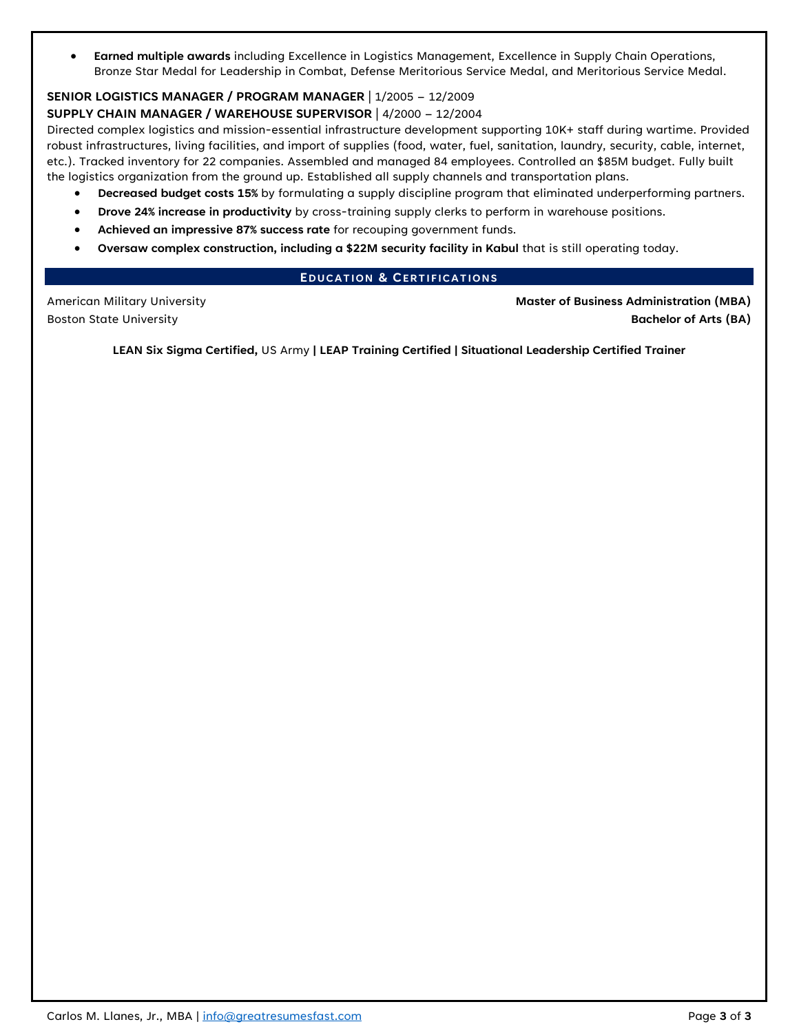- **Earned multiple awards** including Excellence in Logistics Management, Excellence in Supply Chain Operations, Bronze Star Medal for Leadership in Combat, Defense Meritorious Service Medal, and Meritorious Service Medal.

**SENIOR LOGISTICS MANAGER / PROGRAM MANAGER** | 1/2005 – 12/2009
**SUPPLY CHAIN MANAGER / WAREHOUSE SUPERVISOR** | 4/2000 – 12/2004

Directed complex logistics and mission-essential infrastructure development supporting 10K+ staff during wartime. Provided robust infrastructures, living facilities, and import of supplies (food, water, fuel, sanitation, laundry, security, cable, internet, etc.). Tracked inventory for 22 companies. Assembled and managed 84 employees. Controlled an $85M budget. Fully built the logistics organization from the ground up. Established all supply channels and transportation plans.

- **Decreased budget costs 15%** by formulating a supply discipline program that eliminated underperforming partners.
- **Drove 24% increase in productivity** by cross-training supply clerks to perform in warehouse positions.
- **Achieved an impressive 87% success rate** for recouping government funds.
- **Oversaw complex construction, including a $22M security facility in Kabul** that is still operating today.

## EDUCATION & CERTIFICATIONS

American Military University — **Master of Business Administration (MBA)**
Boston State University — **Bachelor of Arts (BA)**

**LEAN Six Sigma Certified,** US Army **| LEAP Training Certified | Situational Leadership Certified Trainer**